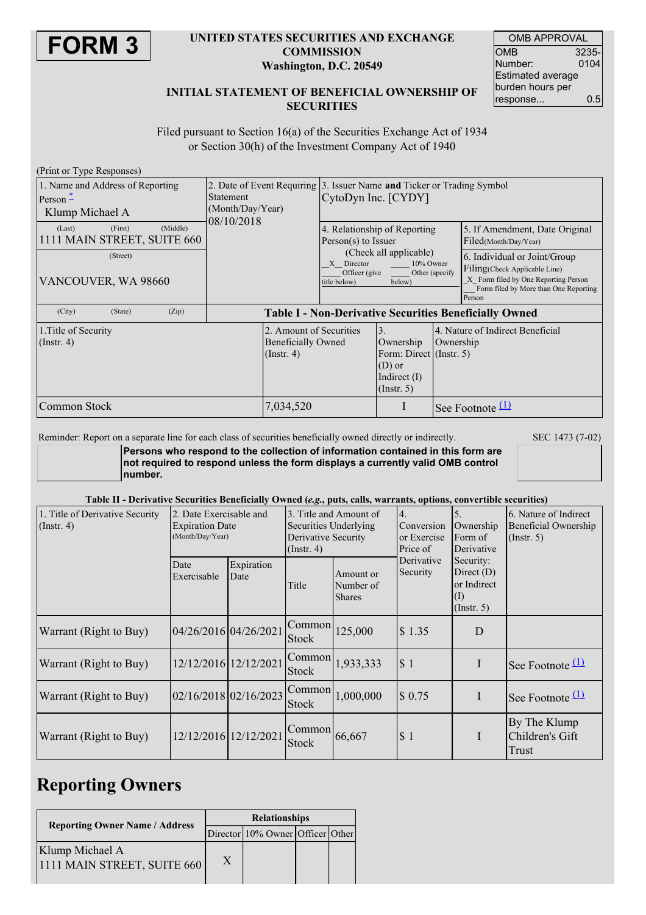# FORM 3

**UNITED STATES SECURITIES AND EXCHANGE COMMISSION**
**Washington, D.C. 20549**

**INITIAL STATEMENT OF BENEFICIAL OWNERSHIP OF SECURITIES**

| OMB APPROVAL | |
|---|---|
| OMB Number: | 3235-0104 |
| Estimated average burden hours per response... | 0.5 |

Filed pursuant to Section 16(a) of the Securities Exchange Act of 1934 or Section 30(h) of the Investment Company Act of 1940

(Print or Type Responses)

| 1. Name and Address of Reporting Person [*] | 2. Date of Event Requiring Statement (Month/Day/Year) | 3. Issuer Name **and** Ticker or Trading Symbol | |
|---|---|---|---|
| Klump Michael A | 08/10/2018 | CytoDyn Inc. [CYDY] | |
| (Last) (First) (Middle)<br>1111 MAIN STREET, SUITE 660 | | 4. Relationship of Reporting Person(s) to Issuer (Check all applicable)<br>_X_ Director ____ 10% Owner<br>____ Officer (give title below) ____ Other (specify below) | 5. If Amendment, Date Original Filed(Month/Day/Year) |
| (Street)<br>VANCOUVER, WA 98660 | | | 6. Individual or Joint/Group Filing(Check Applicable Line)<br>_X_ Form filed by One Reporting Person<br>___ Form filed by More than One Reporting Person |
| (City) (State) (Zip) | | | |

**Table I - Non-Derivative Securities Beneficially Owned**

| 1.Title of Security (Instr. 4) | 2. Amount of Securities Beneficially Owned (Instr. 4) | 3. Ownership Form: Direct (D) or Indirect (I) (Instr. 5) | 4. Nature of Indirect Beneficial Ownership (Instr. 5) |
|---|---|---|---|
| Common Stock | 7,034,520 | I | See Footnote [(1)] |

Reminder: Report on a separate line for each class of securities beneficially owned directly or indirectly.

SEC 1473 (7-02)

**Persons who respond to the collection of information contained in this form are not required to respond unless the form displays a currently valid OMB control number.**

**Table II - Derivative Securities Beneficially Owned (*e.g.*, puts, calls, warrants, options, convertible securities)**

| 1. Title of Derivative Security (Instr. 4) | 2. Date Exercisable and Expiration Date (Month/Day/Year) | | 3. Title and Amount of Securities Underlying Derivative Security (Instr. 4) | | 4. Conversion or Exercise Price of Derivative Security | 5. Ownership Form of Derivative Security: Direct (D) or Indirect (I) (Instr. 5) | 6. Nature of Indirect Beneficial Ownership (Instr. 5) |
|---|---|---|---|---|---|---|---|
| | Date Exercisable | Expiration Date | Title | Amount or Number of Shares | | | |
| Warrant (Right to Buy) | 04/26/2016 | 04/26/2021 | Common Stock | 125,000 | $ 1.35 | D | |
| Warrant (Right to Buy) | 12/12/2016 | 12/12/2021 | Common Stock | 1,933,333 | $ 1 | I | See Footnote [(1)] |
| Warrant (Right to Buy) | 02/16/2018 | 02/16/2023 | Common Stock | 1,000,000 | $ 0.75 | I | See Footnote [(1)] |
| Warrant (Right to Buy) | 12/12/2016 | 12/12/2021 | Common Stock | 66,667 | $ 1 | I | By The Klump Children's Gift Trust |

# Reporting Owners

| Reporting Owner Name / Address | Relationships | | | |
|---|---|---|---|---|
| | Director | 10% Owner | Officer | Other |
| Klump Michael A<br>1111 MAIN STREET, SUITE 660 | X | | | |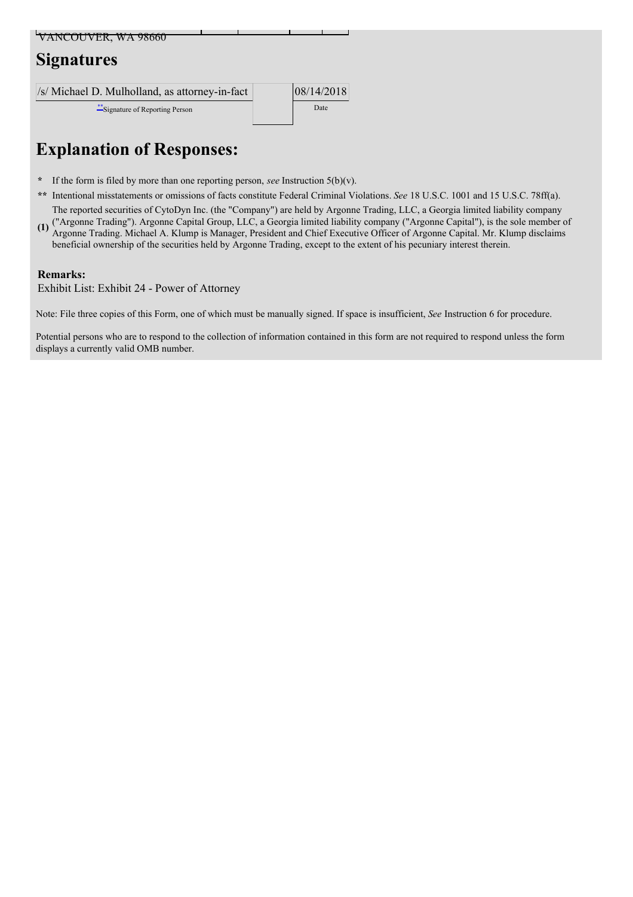VANCOUVER, WA 98660

## Signatures

| /s/ Michael D. Mulholland, as attorney-in-fact | | 08/14/2018 |
| --- | --- | --- |
| **Signature of Reporting Person | | Date |

## Explanation of Responses:

\* If the form is filed by more than one reporting person, *see* Instruction 5(b)(v).

** Intentional misstatements or omissions of facts constitute Federal Criminal Violations. *See* 18 U.S.C. 1001 and 15 U.S.C. 78ff(a).

**(1)** The reported securities of CytoDyn Inc. (the "Company") are held by Argonne Trading, LLC, a Georgia limited liability company ("Argonne Trading"). Argonne Capital Group, LLC, a Georgia limited liability company ("Argonne Capital"), is the sole member of Argonne Trading. Michael A. Klump is Manager, President and Chief Executive Officer of Argonne Capital. Mr. Klump disclaims beneficial ownership of the securities held by Argonne Trading, except to the extent of his pecuniary interest therein.

**Remarks:**

Exhibit List: Exhibit 24 - Power of Attorney

Note: File three copies of this Form, one of which must be manually signed. If space is insufficient, *See* Instruction 6 for procedure.

Potential persons who are to respond to the collection of information contained in this form are not required to respond unless the form displays a currently valid OMB number.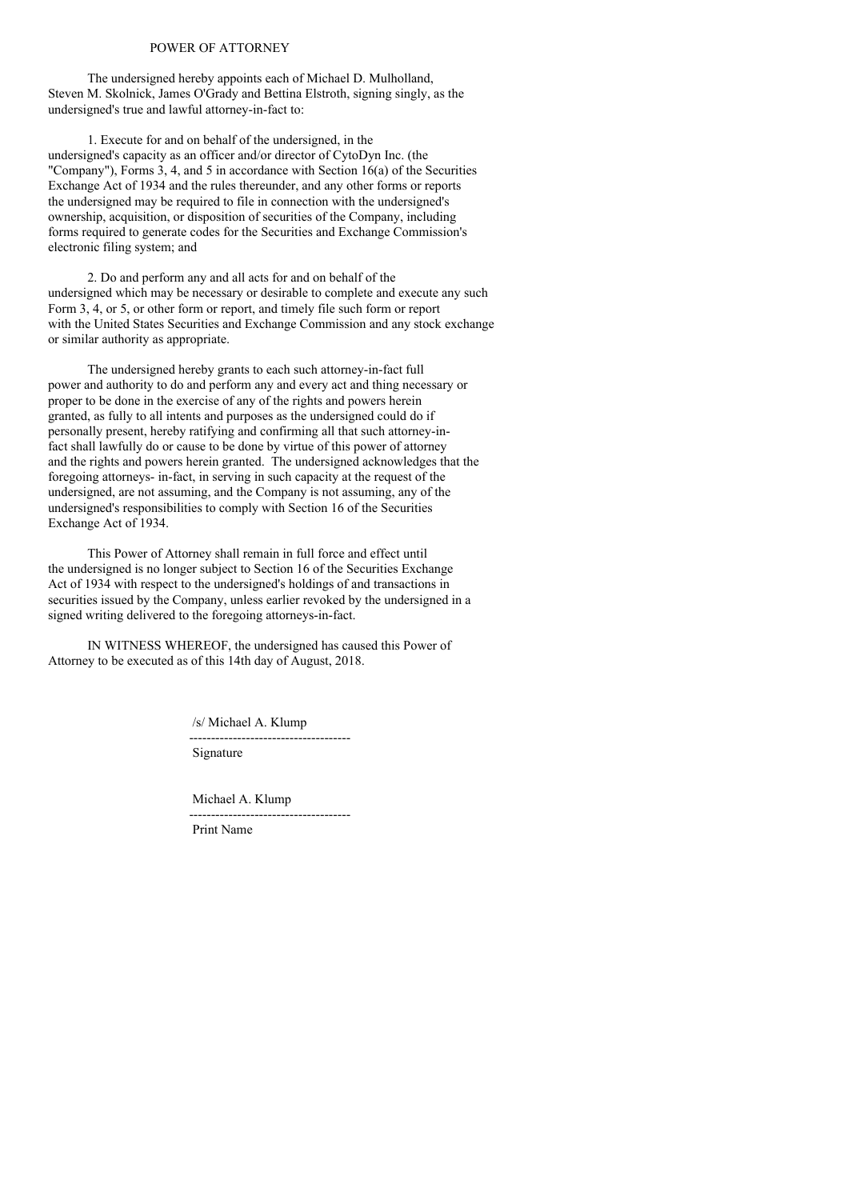# POWER OF ATTORNEY

The undersigned hereby appoints each of Michael D. Mulholland, Steven M. Skolnick, James O'Grady and Bettina Elstroth, signing singly, as the undersigned's true and lawful attorney-in-fact to:

1. Execute for and on behalf of the undersigned, in the undersigned's capacity as an officer and/or director of CytoDyn Inc. (the "Company"), Forms 3, 4, and 5 in accordance with Section 16(a) of the Securities Exchange Act of 1934 and the rules thereunder, and any other forms or reports the undersigned may be required to file in connection with the undersigned's ownership, acquisition, or disposition of securities of the Company, including forms required to generate codes for the Securities and Exchange Commission's electronic filing system; and

2. Do and perform any and all acts for and on behalf of the undersigned which may be necessary or desirable to complete and execute any such Form 3, 4, or 5, or other form or report, and timely file such form or report with the United States Securities and Exchange Commission and any stock exchange or similar authority as appropriate.

The undersigned hereby grants to each such attorney-in-fact full power and authority to do and perform any and every act and thing necessary or proper to be done in the exercise of any of the rights and powers herein granted, as fully to all intents and purposes as the undersigned could do if personally present, hereby ratifying and confirming all that such attorney-in-fact shall lawfully do or cause to be done by virtue of this power of attorney and the rights and powers herein granted. The undersigned acknowledges that the foregoing attorneys- in-fact, in serving in such capacity at the request of the undersigned, are not assuming, and the Company is not assuming, any of the undersigned's responsibilities to comply with Section 16 of the Securities Exchange Act of 1934.

This Power of Attorney shall remain in full force and effect until the undersigned is no longer subject to Section 16 of the Securities Exchange Act of 1934 with respect to the undersigned's holdings of and transactions in securities issued by the Company, unless earlier revoked by the undersigned in a signed writing delivered to the foregoing attorneys-in-fact.

IN WITNESS WHEREOF, the undersigned has caused this Power of Attorney to be executed as of this 14th day of August, 2018.

/s/ Michael A. Klump
-------------------------------------
Signature

Michael A. Klump
-------------------------------------
Print Name